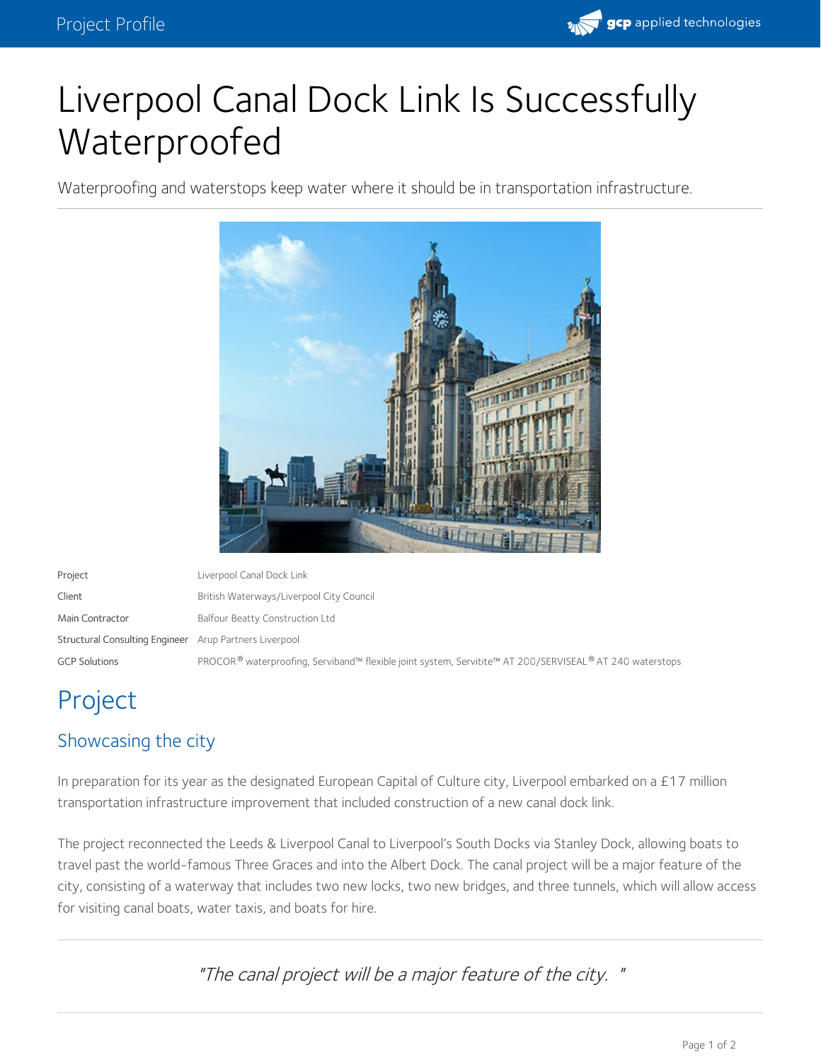# Liverpool Canal Dock Link Is Successfully Waterproofed

Waterproofing and waterstops keep water where it should be in transportation infrastructure.

| | |
|---|---|
| Project | Liverpool Canal Dock Link |
| Client | British Waterways/Liverpool City Council |
| Main Contractor | Balfour Beatty Construction Ltd |
| Structural Consulting Engineer | Arup Partners Liverpool |
| GCP Solutions | PROCOR® waterproofing, Serviband™ flexible joint system, Servitite™ AT 200/SERVISEAL® AT 240 waterstops |

## Project

### Showcasing the city

In preparation for its year as the designated European Capital of Culture city, Liverpool embarked on a £17 million transportation infrastructure improvement that included construction of a new canal dock link.

The project reconnected the Leeds & Liverpool Canal to Liverpool's South Docks via Stanley Dock, allowing boats to travel past the world-famous Three Graces and into the Albert Dock. The canal project will be a major feature of the city, consisting of a waterway that includes two new locks, two new bridges, and three tunnels, which will allow access for visiting canal boats, water taxis, and boats for hire.

> *"The canal project will be a major feature of the city. "*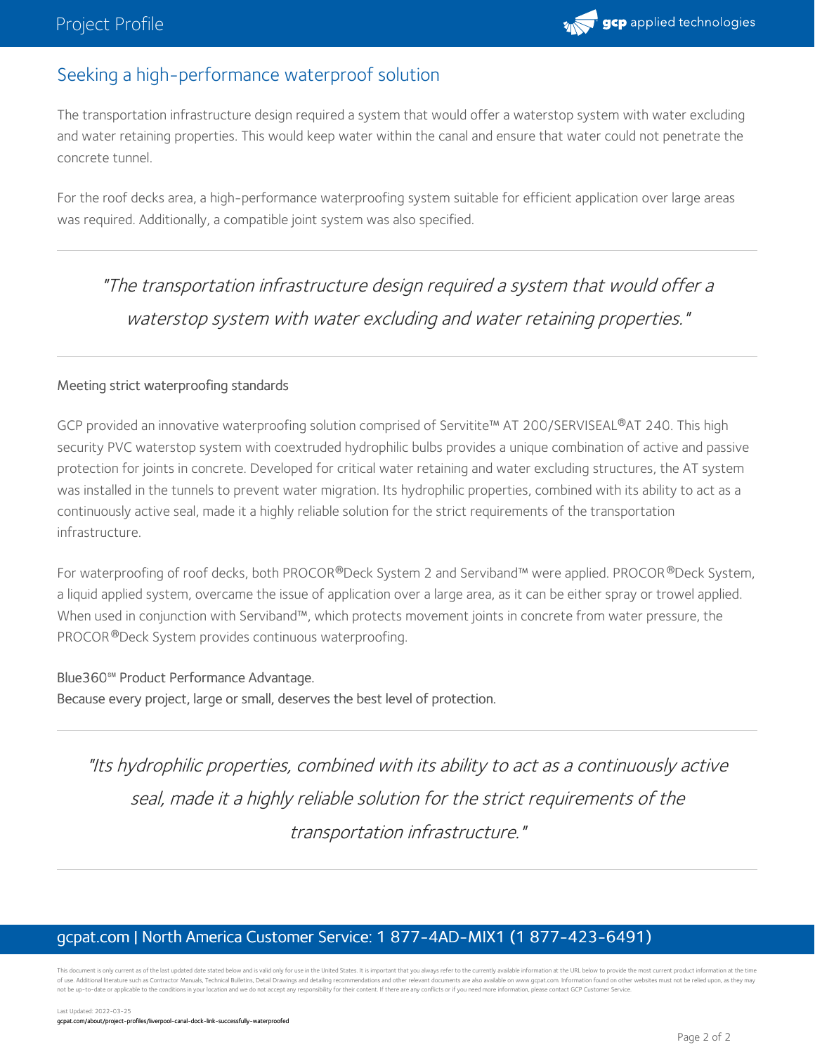## Seeking a high-performance waterproof solution

The transportation infrastructure design required a system that would offer a waterstop system with water excluding and water retaining properties. This would keep water within the canal and ensure that water could not penetrate the concrete tunnel.

For the roof decks area, a high-performance waterproofing system suitable for efficient application over large areas was required. Additionally, a compatible joint system was also specified.

---

*"The transportation infrastructure design required a system that would offer a waterstop system with water excluding and water retaining properties."*

---

### Meeting strict waterproofing standards

GCP provided an innovative waterproofing solution comprised of Servitite™ AT 200/SERVISEAL®AT 240. This high security PVC waterstop system with coextruded hydrophilic bulbs provides a unique combination of active and passive protection for joints in concrete. Developed for critical water retaining and water excluding structures, the AT system was installed in the tunnels to prevent water migration. Its hydrophilic properties, combined with its ability to act as a continuously active seal, made it a highly reliable solution for the strict requirements of the transportation infrastructure.

For waterproofing of roof decks, both PROCOR®Deck System 2 and Serviband™ were applied. PROCOR®Deck System, a liquid applied system, overcame the issue of application over a large area, as it can be either spray or trowel applied. When used in conjunction with Serviband™, which protects movement joints in concrete from water pressure, the PROCOR®Deck System provides continuous waterproofing.

Blue360℠ Product Performance Advantage.
Because every project, large or small, deserves the best level of protection.

---

*"Its hydrophilic properties, combined with its ability to act as a continuously active seal, made it a highly reliable solution for the strict requirements of the transportation infrastructure."*

---

gcpat.com | North America Customer Service: 1 877-4AD-MIX1 (1 877-423-6491)

This document is only current as of the last updated date stated below and is valid only for use in the United States. It is important that you always refer to the currently available information at the URL below to provide the most current product information at the time of use. Additional literature such as Contractor Manuals, Technical Bulletins, Detail Drawings and detailing recommendations and other relevant documents are also available on www.gcpat.com. Information found on other websites must not be relied upon, as they may not be up-to-date or applicable to the conditions in your location and we do not accept any responsibility for their content. If there are any conflicts or if you need more information, please contact GCP Customer Service.

Last Updated: 2022-03-25
gcpat.com/about/project-profiles/liverpool-canal-dock-link-successfully-waterproofed